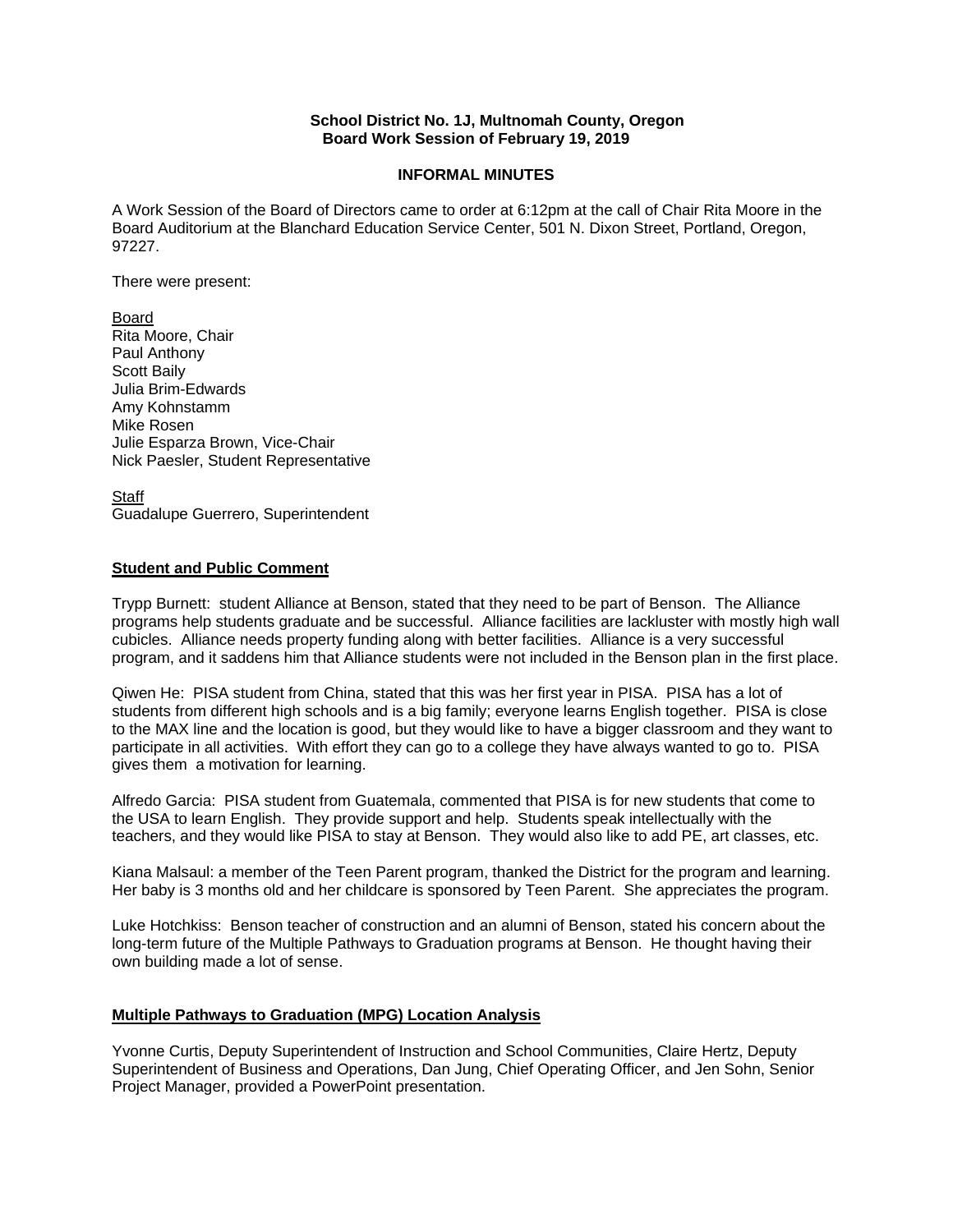**School District No. 1J, Multnomah County, Oregon**
**Board Work Session of February 19, 2019**

**INFORMAL MINUTES**

A Work Session of the Board of Directors came to order at 6:12pm at the call of Chair Rita Moore in the Board Auditorium at the Blanchard Education Service Center, 501 N. Dixon Street, Portland, Oregon, 97227.

There were present:

Board
Rita Moore, Chair
Paul Anthony
Scott Baily
Julia Brim-Edwards
Amy Kohnstamm
Mike Rosen
Julie Esparza Brown, Vice-Chair
Nick Paesler, Student Representative

Staff
Guadalupe Guerrero, Superintendent

**Student and Public Comment**

Trypp Burnett: student Alliance at Benson, stated that they need to be part of Benson. The Alliance programs help students graduate and be successful. Alliance facilities are lackluster with mostly high wall cubicles. Alliance needs property funding along with better facilities. Alliance is a very successful program, and it saddens him that Alliance students were not included in the Benson plan in the first place.

Qiwen He: PISA student from China, stated that this was her first year in PISA. PISA has a lot of students from different high schools and is a big family; everyone learns English together. PISA is close to the MAX line and the location is good, but they would like to have a bigger classroom and they want to participate in all activities. With effort they can go to a college they have always wanted to go to. PISA gives them a motivation for learning.

Alfredo Garcia: PISA student from Guatemala, commented that PISA is for new students that come to the USA to learn English. They provide support and help. Students speak intellectually with the teachers, and they would like PISA to stay at Benson. They would also like to add PE, art classes, etc.

Kiana Malsaul: a member of the Teen Parent program, thanked the District for the program and learning. Her baby is 3 months old and her childcare is sponsored by Teen Parent. She appreciates the program.

Luke Hotchkiss: Benson teacher of construction and an alumni of Benson, stated his concern about the long-term future of the Multiple Pathways to Graduation programs at Benson. He thought having their own building made a lot of sense.

**Multiple Pathways to Graduation (MPG) Location Analysis**

Yvonne Curtis, Deputy Superintendent of Instruction and School Communities, Claire Hertz, Deputy Superintendent of Business and Operations, Dan Jung, Chief Operating Officer, and Jen Sohn, Senior Project Manager, provided a PowerPoint presentation.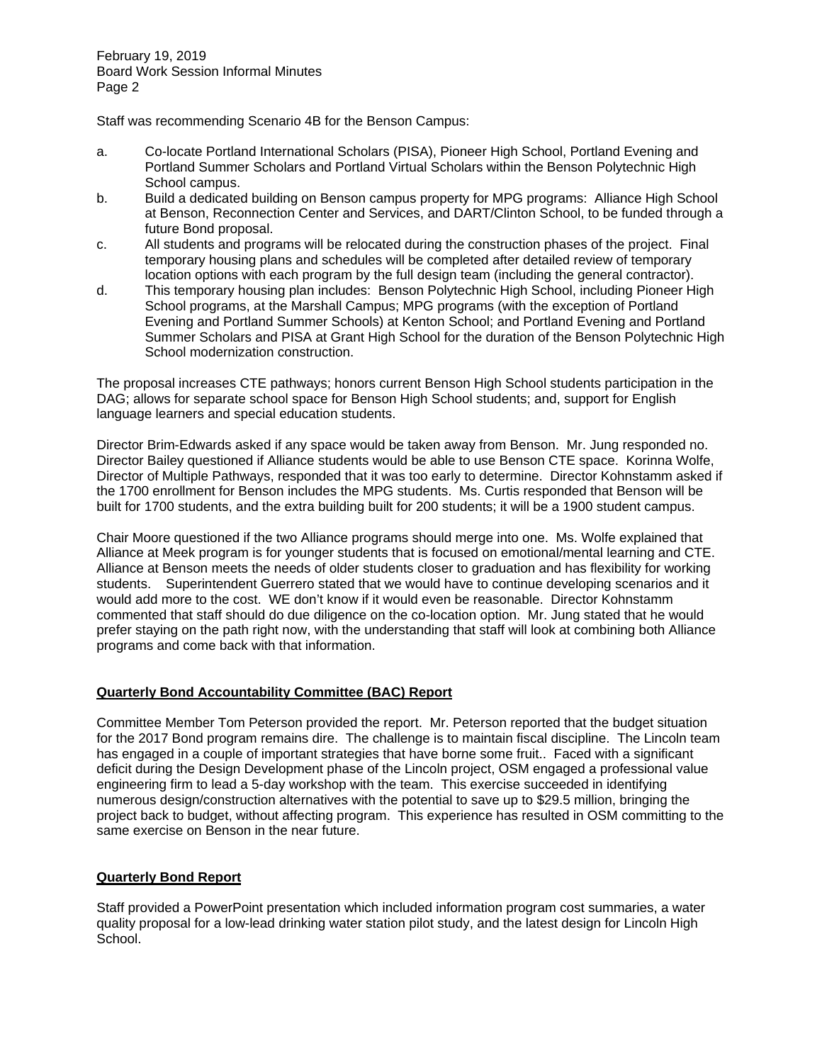Staff was recommending Scenario 4B for the Benson Campus:

a. Co-locate Portland International Scholars (PISA), Pioneer High School, Portland Evening and Portland Summer Scholars and Portland Virtual Scholars within the Benson Polytechnic High School campus.
b. Build a dedicated building on Benson campus property for MPG programs: Alliance High School at Benson, Reconnection Center and Services, and DART/Clinton School, to be funded through a future Bond proposal.
c. All students and programs will be relocated during the construction phases of the project. Final temporary housing plans and schedules will be completed after detailed review of temporary location options with each program by the full design team (including the general contractor).
d. This temporary housing plan includes: Benson Polytechnic High School, including Pioneer High School programs, at the Marshall Campus; MPG programs (with the exception of Portland Evening and Portland Summer Schools) at Kenton School; and Portland Evening and Portland Summer Scholars and PISA at Grant High School for the duration of the Benson Polytechnic High School modernization construction.

The proposal increases CTE pathways; honors current Benson High School students participation in the DAG; allows for separate school space for Benson High School students; and, support for English language learners and special education students.

Director Brim-Edwards asked if any space would be taken away from Benson. Mr. Jung responded no. Director Bailey questioned if Alliance students would be able to use Benson CTE space. Korinna Wolfe, Director of Multiple Pathways, responded that it was too early to determine. Director Kohnstamm asked if the 1700 enrollment for Benson includes the MPG students. Ms. Curtis responded that Benson will be built for 1700 students, and the extra building built for 200 students; it will be a 1900 student campus.

Chair Moore questioned if the two Alliance programs should merge into one. Ms. Wolfe explained that Alliance at Meek program is for younger students that is focused on emotional/mental learning and CTE. Alliance at Benson meets the needs of older students closer to graduation and has flexibility for working students. Superintendent Guerrero stated that we would have to continue developing scenarios and it would add more to the cost. WE don't know if it would even be reasonable. Director Kohnstamm commented that staff should do due diligence on the co-location option. Mr. Jung stated that he would prefer staying on the path right now, with the understanding that staff will look at combining both Alliance programs and come back with that information.

**Quarterly Bond Accountability Committee (BAC) Report**

Committee Member Tom Peterson provided the report. Mr. Peterson reported that the budget situation for the 2017 Bond program remains dire. The challenge is to maintain fiscal discipline. The Lincoln team has engaged in a couple of important strategies that have borne some fruit.. Faced with a significant deficit during the Design Development phase of the Lincoln project, OSM engaged a professional value engineering firm to lead a 5-day workshop with the team. This exercise succeeded in identifying numerous design/construction alternatives with the potential to save up to $29.5 million, bringing the project back to budget, without affecting program. This experience has resulted in OSM committing to the same exercise on Benson in the near future.

**Quarterly Bond Report**

Staff provided a PowerPoint presentation which included information program cost summaries, a water quality proposal for a low-lead drinking water station pilot study, and the latest design for Lincoln High School.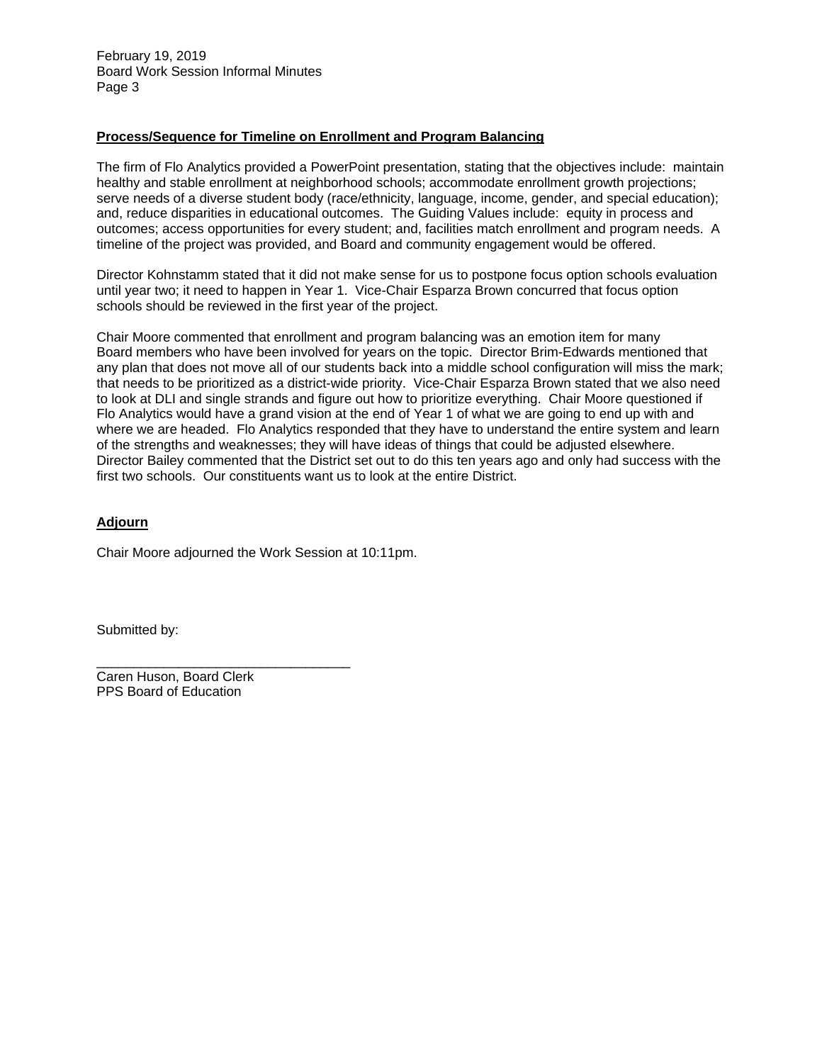**Process/Sequence for Timeline on Enrollment and Program Balancing**

The firm of Flo Analytics provided a PowerPoint presentation, stating that the objectives include: maintain healthy and stable enrollment at neighborhood schools; accommodate enrollment growth projections; serve needs of a diverse student body (race/ethnicity, language, income, gender, and special education); and, reduce disparities in educational outcomes. The Guiding Values include: equity in process and outcomes; access opportunities for every student; and, facilities match enrollment and program needs. A timeline of the project was provided, and Board and community engagement would be offered.

Director Kohnstamm stated that it did not make sense for us to postpone focus option schools evaluation until year two; it need to happen in Year 1. Vice-Chair Esparza Brown concurred that focus option schools should be reviewed in the first year of the project.

Chair Moore commented that enrollment and program balancing was an emotion item for many Board members who have been involved for years on the topic. Director Brim-Edwards mentioned that any plan that does not move all of our students back into a middle school configuration will miss the mark; that needs to be prioritized as a district-wide priority. Vice-Chair Esparza Brown stated that we also need to look at DLI and single strands and figure out how to prioritize everything. Chair Moore questioned if Flo Analytics would have a grand vision at the end of Year 1 of what we are going to end up with and where we are headed. Flo Analytics responded that they have to understand the entire system and learn of the strengths and weaknesses; they will have ideas of things that could be adjusted elsewhere. Director Bailey commented that the District set out to do this ten years ago and only had success with the first two schools. Our constituents want us to look at the entire District.

**Adjourn**

Chair Moore adjourned the Work Session at 10:11pm.

Submitted by:

___________________________________
Caren Huson, Board Clerk
PPS Board of Education